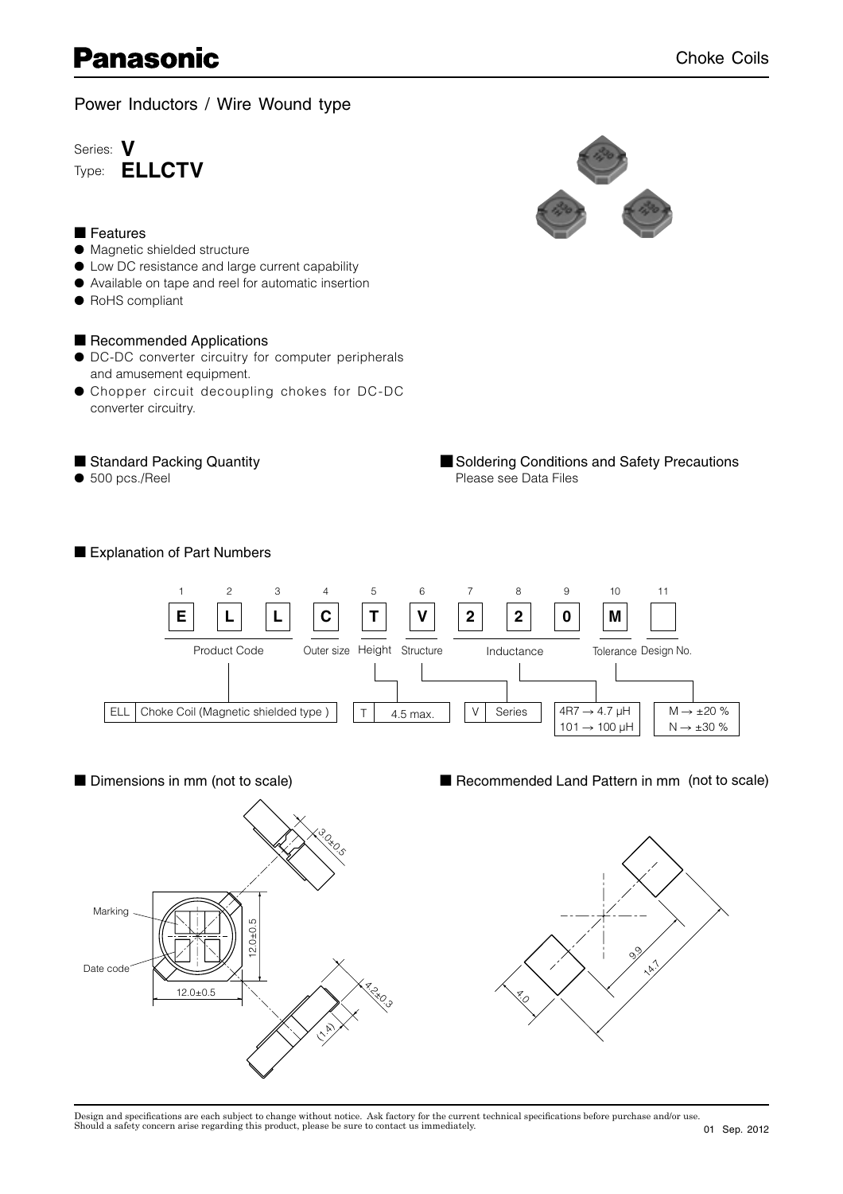# Panasonic

Choke Coils

## Power Inductors / Wire Wound type

Series: **V**
Type: **ELLCTV**

### Features

- Magnetic shielded structure
- Low DC resistance and large current capability
- Available on tape and reel for automatic insertion
- RoHS compliant

### Recommended Applications

- DC-DC converter circuitry for computer peripherals and amusement equipment.
- Chopper circuit decoupling chokes for DC-DC converter circuitry.

### Standard Packing Quantity

- 500 pcs./Reel

### Soldering Conditions and Safety Precautions

Please see Data Files

### Explanation of Part Numbers

| 1 | 2 | 3 | 4 | 5 | 6 | 7 | 8 | 9 | 10 | 11 |
|---|---|---|---|---|---|---|---|---|---|---|
| E | L | L | C | T | V | 2 | 2 | 0 | M | |
| Product Code | | | Outer size | Height | Structure | Inductance | | | Tolerance | Design No. |

| Product Code | |
|---|---|
| ELL | Choke Coil (Magnetic shielded type ) |

| Height | |
|---|---|
| T | 4.5 max. |

| Structure | |
|---|---|
| V | Series |

| Inductance |
|---|
| 4R7 → 4.7 μH |
| 101 → 100 μH |

| Tolerance |
|---|
| M → ±20 % |
| N → ±30 % |

### Dimensions in mm (not to scale)

Marking
Date code
12.0±0.5
12.0±0.5
3.0±0.5
4.2±0.3
(1.4)

### Recommended Land Pattern in mm (not to scale)

9.9
14.7
4.0

Design and specifications are each subject to change without notice. Ask factory for the current technical specifications before purchase and/or use.
Should a safety concern arise regarding this product, please be sure to contact us immediately.

01 Sep. 2012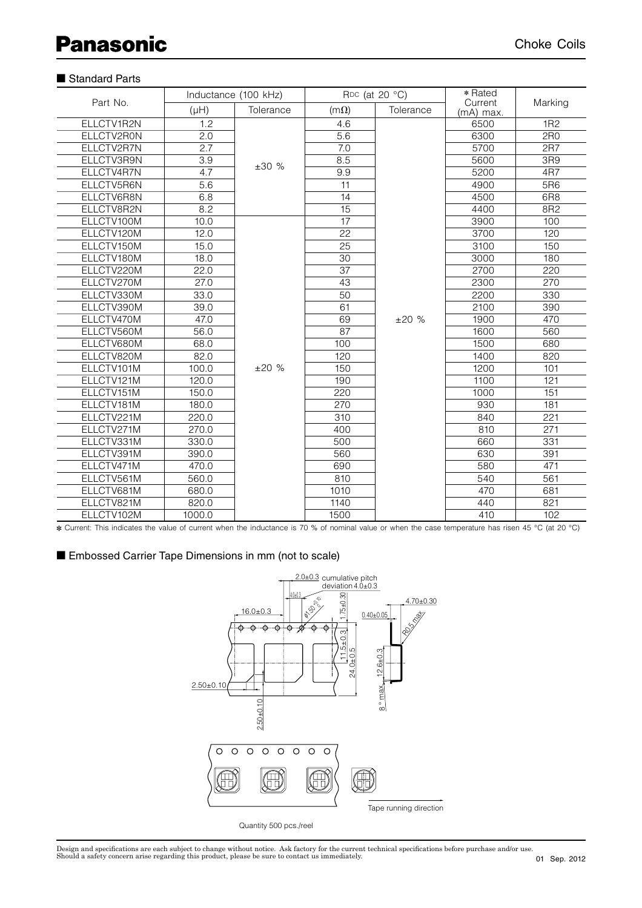## ■ Standard Parts

| Part No. | Inductance (100 kHz) | | $R_{DC}$ (at 20 °C) | | ✱ Rated Current (mA) max. | Marking |
|---|---|---|---|---|---|---|
| | (μH) | Tolerance | (mΩ) | Tolerance | | |
| ELLCTV1R2N | 1.2 | ±30 % | 4.6 | ±20 % | 6500 | 1R2 |
| ELLCTV2R0N | 2.0 | | 5.6 | | 6300 | 2R0 |
| ELLCTV2R7N | 2.7 | | 7.0 | | 5700 | 2R7 |
| ELLCTV3R9N | 3.9 | | 8.5 | | 5600 | 3R9 |
| ELLCTV4R7N | 4.7 | | 9.9 | | 5200 | 4R7 |
| ELLCTV5R6N | 5.6 | | 11 | | 4900 | 5R6 |
| ELLCTV6R8N | 6.8 | | 14 | | 4500 | 6R8 |
| ELLCTV8R2N | 8.2 | | 15 | | 4400 | 8R2 |
| ELLCTV100M | 10.0 | ±20 % | 17 | | 3900 | 100 |
| ELLCTV120M | 12.0 | | 22 | | 3700 | 120 |
| ELLCTV150M | 15.0 | | 25 | | 3100 | 150 |
| ELLCTV180M | 18.0 | | 30 | | 3000 | 180 |
| ELLCTV220M | 22.0 | | 37 | | 2700 | 220 |
| ELLCTV270M | 27.0 | | 43 | | 2300 | 270 |
| ELLCTV330M | 33.0 | | 50 | | 2200 | 330 |
| ELLCTV390M | 39.0 | | 61 | | 2100 | 390 |
| ELLCTV470M | 47.0 | | 69 | | 1900 | 470 |
| ELLCTV560M | 56.0 | | 87 | | 1600 | 560 |
| ELLCTV680M | 68.0 | | 100 | | 1500 | 680 |
| ELLCTV820M | 82.0 | | 120 | | 1400 | 820 |
| ELLCTV101M | 100.0 | | 150 | | 1200 | 101 |
| ELLCTV121M | 120.0 | | 190 | | 1100 | 121 |
| ELLCTV151M | 150.0 | | 220 | | 1000 | 151 |
| ELLCTV181M | 180.0 | | 270 | | 930 | 181 |
| ELLCTV221M | 220.0 | | 310 | | 840 | 221 |
| ELLCTV271M | 270.0 | | 400 | | 810 | 271 |
| ELLCTV331M | 330.0 | | 500 | | 660 | 331 |
| ELLCTV391M | 390.0 | | 560 | | 630 | 391 |
| ELLCTV471M | 470.0 | | 690 | | 580 | 471 |
| ELLCTV561M | 560.0 | | 810 | | 540 | 561 |
| ELLCTV681M | 680.0 | | 1010 | | 470 | 681 |
| ELLCTV821M | 820.0 | | 1140 | | 440 | 821 |
| ELLCTV102M | 1000.0 | | 1500 | | 410 | 102 |

✱ Current: This indicates the value of current when the inductance is 70 % of nominal value or when the case temperature has risen 45 °C (at 20 °C)

## ■ Embossed Carrier Tape Dimensions in mm (not to scale)

2.0±0.3 cumulative pitch deviation 4.0±0.3

4.0±0.3

φ1.50 +0.10 0

1.75±0.30

4.70±0.30

16.0±0.3

0.40±0.05

R0.5 max.

11.5±0.3

24.0±0.5

12.6±0.3

2.50±0.10

8 ° max.

2.50±0.10

Tape running direction

Quantity 500 pcs./reel

Design and specifications are each subject to change without notice. Ask factory for the current technical specifications before purchase and/or use.
Should a safety concern arise regarding this product, please be sure to contact us immediately.

01 Sep. 2012